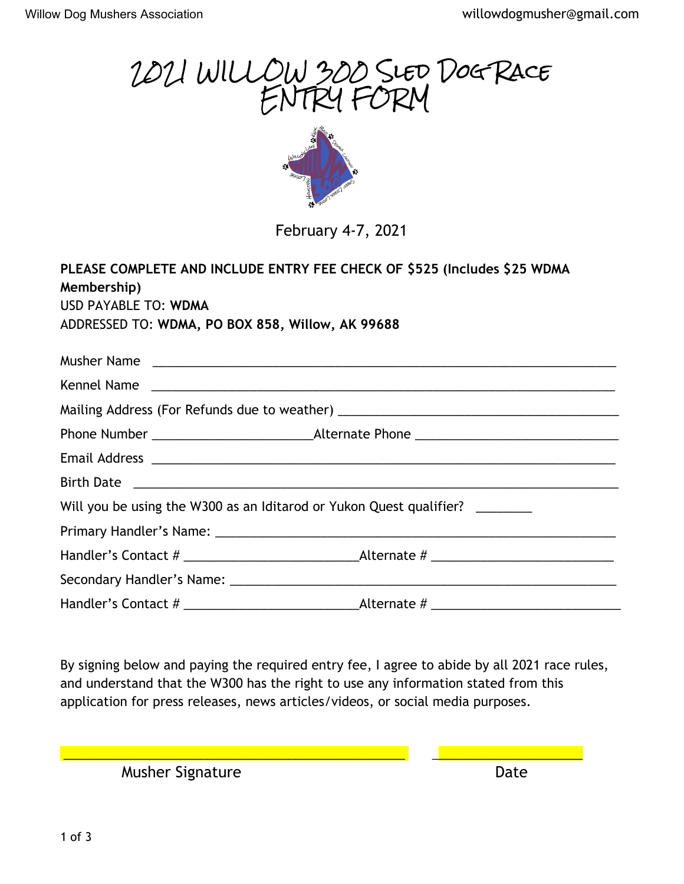# 2021 WILLOW 300 SLED DOG RACE ENTRY FORM

February 4-7, 2021

**PLEASE COMPLETE AND INCLUDE ENTRY FEE CHECK OF $525 (Includes $25 WDMA Membership)**
USD PAYABLE TO: **WDMA**
ADDRESSED TO: **WDMA, PO BOX 858, Willow, AK 99688**

Musher Name ____________________________________________

Kennel Name ____________________________________________

Mailing Address (For Refunds due to weather) ____________________________

Phone Number ______________________ Alternate Phone ______________________

Email Address ____________________________________________

Birth Date ____________________________________________

Will you be using the W300 as an Iditarod or Yukon Quest qualifier? ________

Primary Handler's Name: ____________________________________________

Handler's Contact # ______________________ Alternate # ______________________

Secondary Handler's Name: ____________________________________________

Handler's Contact # ______________________ Alternate # ______________________

By signing below and paying the required entry fee, I agree to abide by all 2021 race rules, and understand that the W300 has the right to use any information stated from this application for press releases, news articles/videos, or social media purposes.

______________________________________ ______________________

Musher Signature Date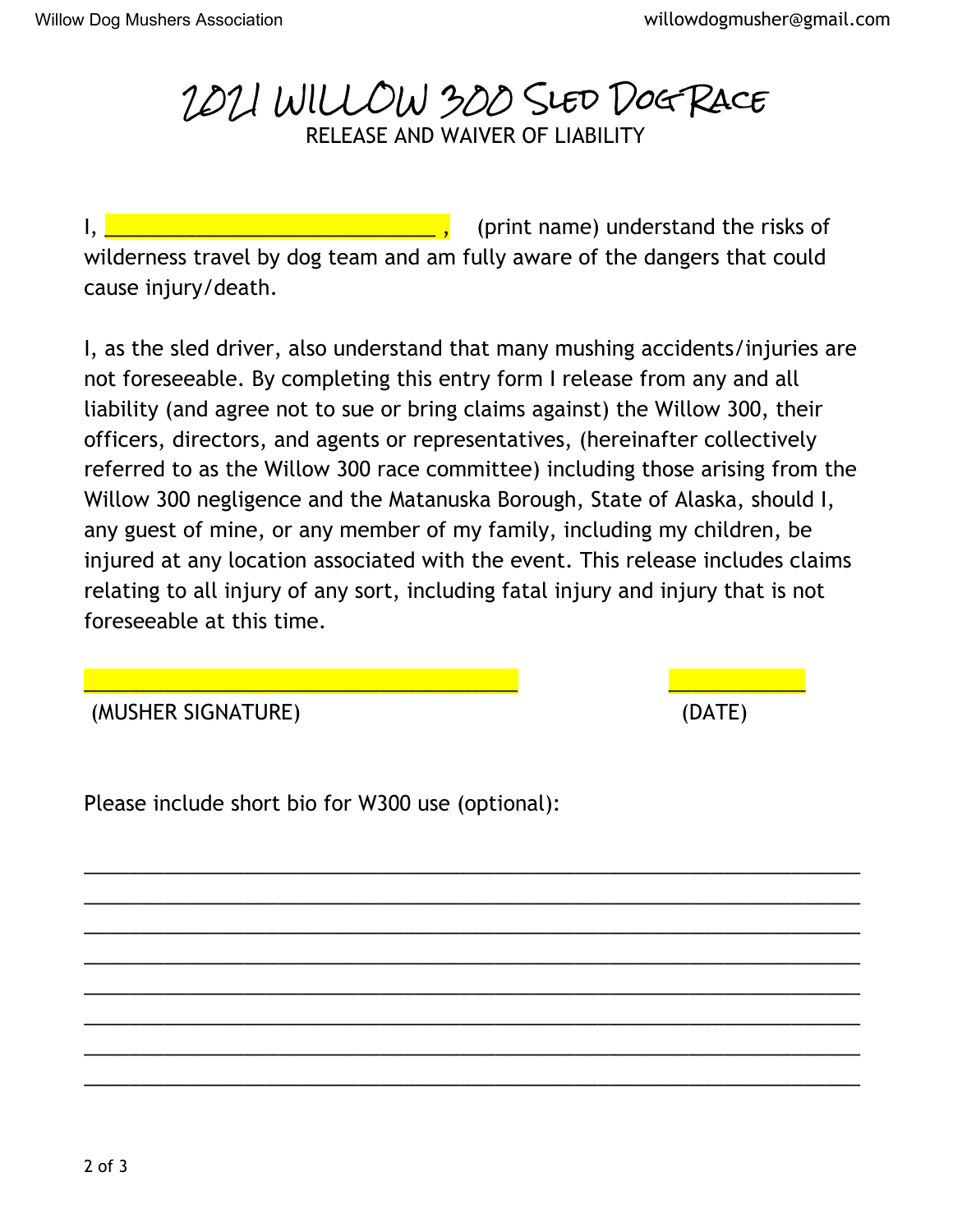# 2021 WILLOW 300 Sled Dog Race

## RELEASE AND WAIVER OF LIABILITY

I, ______________________________ , (print name) understand the risks of wilderness travel by dog team and am fully aware of the dangers that could cause injury/death.

I, as the sled driver, also understand that many mushing accidents/injuries are not foreseeable. By completing this entry form I release from any and all liability (and agree not to sue or bring claims against) the Willow 300, their officers, directors, and agents or representatives, (hereinafter collectively referred to as the Willow 300 race committee) including those arising from the Willow 300 negligence and the Matanuska Borough, State of Alaska, should I, any guest of mine, or any member of my family, including my children, be injured at any location associated with the event. This release includes claims relating to all injury of any sort, including fatal injury and injury that is not foreseeable at this time.

________________________________________ ____________

(MUSHER SIGNATURE) (DATE)

Please include short bio for W300 use (optional):

______________________________________________________________________

______________________________________________________________________

______________________________________________________________________

______________________________________________________________________

______________________________________________________________________

______________________________________________________________________

______________________________________________________________________

______________________________________________________________________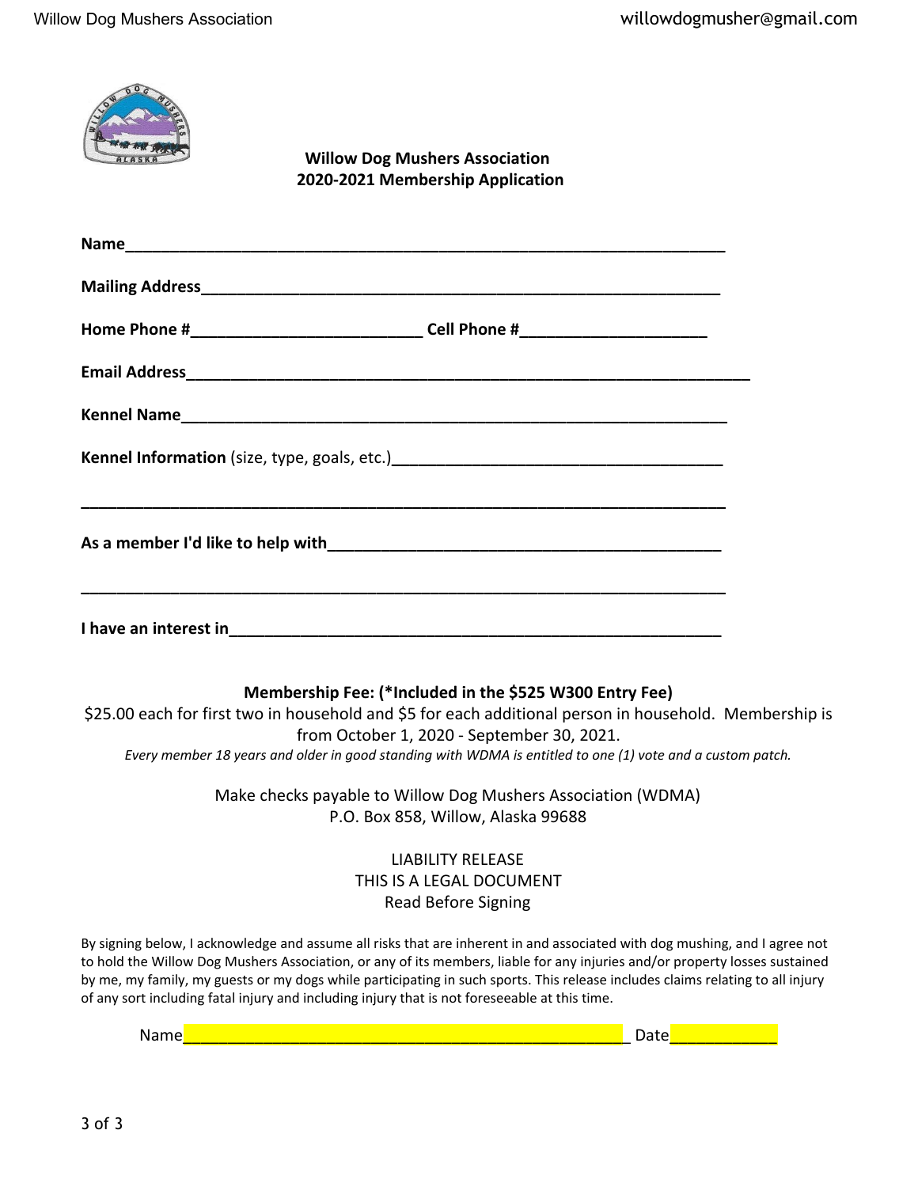# Willow Dog Mushers Association
## 2020-2021 Membership Application

**Name**______________________________________________________________

**Mailing Address**_______________________________________________________

**Home Phone #**_________________________ **Cell Phone #**_____________________

**Email Address**_____________________________________________________________

**Kennel Name**_______________________________________________________________

**Kennel Information** (size, type, goals, etc.)___________________________________

______________________________________________________________________

**As a member I'd like to help with**___________________________________________

______________________________________________________________________

**I have an interest in**_______________________________________________________

**Membership Fee: (*Included in the $525 W300 Entry Fee)**

$25.00 each for first two in household and $5 for each additional person in household. Membership is from October 1, 2020 - September 30, 2021.

*Every member 18 years and older in good standing with WDMA is entitled to one (1) vote and a custom patch.*

Make checks payable to Willow Dog Mushers Association (WDMA)
P.O. Box 858, Willow, Alaska 99688

LIABILITY RELEASE
THIS IS A LEGAL DOCUMENT
Read Before Signing

By signing below, I acknowledge and assume all risks that are inherent in and associated with dog mushing, and I agree not to hold the Willow Dog Mushers Association, or any of its members, liable for any injuries and/or property losses sustained by me, my family, my guests or my dogs while participating in such sports. This release includes claims relating to all injury of any sort including fatal injury and including injury that is not foreseeable at this time.

Name_______________________________________________ Date____________